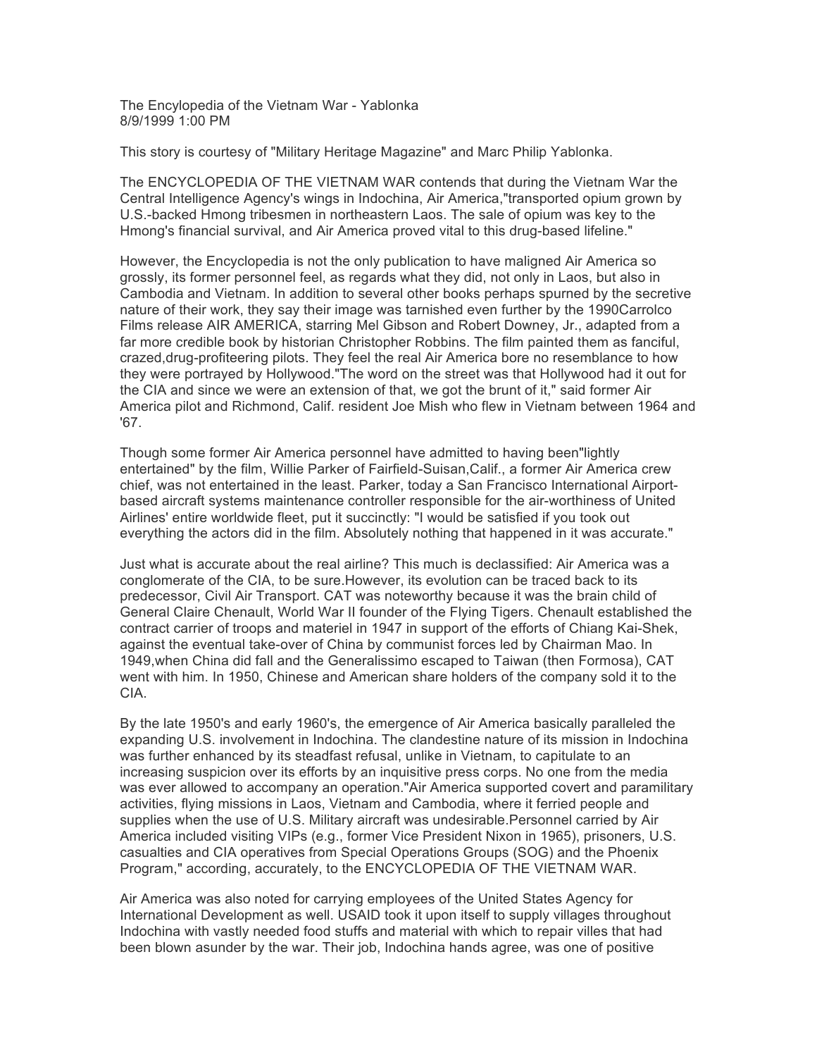The Encyclopedia of the Vietnam War - Yablonka
8/9/1999 1:00 PM

This story is courtesy of "Military Heritage Magazine" and Marc Philip Yablonka.

The ENCYCLOPEDIA OF THE VIETNAM WAR contends that during the Vietnam War the Central Intelligence Agency's wings in Indochina, Air America,"transported opium grown by U.S.-backed Hmong tribesmen in northeastern Laos. The sale of opium was key to the Hmong's financial survival, and Air America proved vital to this drug-based lifeline."

However, the Encyclopedia is not the only publication to have maligned Air America so grossly, its former personnel feel, as regards what they did, not only in Laos, but also in Cambodia and Vietnam. In addition to several other books perhaps spurned by the secretive nature of their work, they say their image was tarnished even further by the 1990Carrolco Films release AIR AMERICA, starring Mel Gibson and Robert Downey, Jr., adapted from a far more credible book by historian Christopher Robbins. The film painted them as fanciful, crazed,drug-profiteering pilots. They feel the real Air America bore no resemblance to how they were portrayed by Hollywood."The word on the street was that Hollywood had it out for the CIA and since we were an extension of that, we got the brunt of it," said former Air America pilot and Richmond, Calif. resident Joe Mish who flew in Vietnam between 1964 and '67.

Though some former Air America personnel have admitted to having been"lightly entertained" by the film, Willie Parker of Fairfield-Suisan,Calif., a former Air America crew chief, was not entertained in the least. Parker, today a San Francisco International Airport-based aircraft systems maintenance controller responsible for the air-worthiness of United Airlines' entire worldwide fleet, put it succinctly: "I would be satisfied if you took out everything the actors did in the film. Absolutely nothing that happened in it was accurate."

Just what is accurate about the real airline? This much is declassified: Air America was a conglomerate of the CIA, to be sure.However, its evolution can be traced back to its predecessor, Civil Air Transport. CAT was noteworthy because it was the brain child of General Claire Chenault, World War II founder of the Flying Tigers. Chenault established the contract carrier of troops and materiel in 1947 in support of the efforts of Chiang Kai-Shek, against the eventual take-over of China by communist forces led by Chairman Mao. In 1949,when China did fall and the Generalissimo escaped to Taiwan (then Formosa), CAT went with him. In 1950, Chinese and American share holders of the company sold it to the CIA.

By the late 1950's and early 1960's, the emergence of Air America basically paralleled the expanding U.S. involvement in Indochina. The clandestine nature of its mission in Indochina was further enhanced by its steadfast refusal, unlike in Vietnam, to capitulate to an increasing suspicion over its efforts by an inquisitive press corps. No one from the media was ever allowed to accompany an operation."Air America supported covert and paramilitary activities, flying missions in Laos, Vietnam and Cambodia, where it ferried people and supplies when the use of U.S. Military aircraft was undesirable.Personnel carried by Air America included visiting VIPs (e.g., former Vice President Nixon in 1965), prisoners, U.S. casualties and CIA operatives from Special Operations Groups (SOG) and the Phoenix Program," according, accurately, to the ENCYCLOPEDIA OF THE VIETNAM WAR.

Air America was also noted for carrying employees of the United States Agency for International Development as well. USAID took it upon itself to supply villages throughout Indochina with vastly needed food stuffs and material with which to repair villes that had been blown asunder by the war. Their job, Indochina hands agree, was one of positive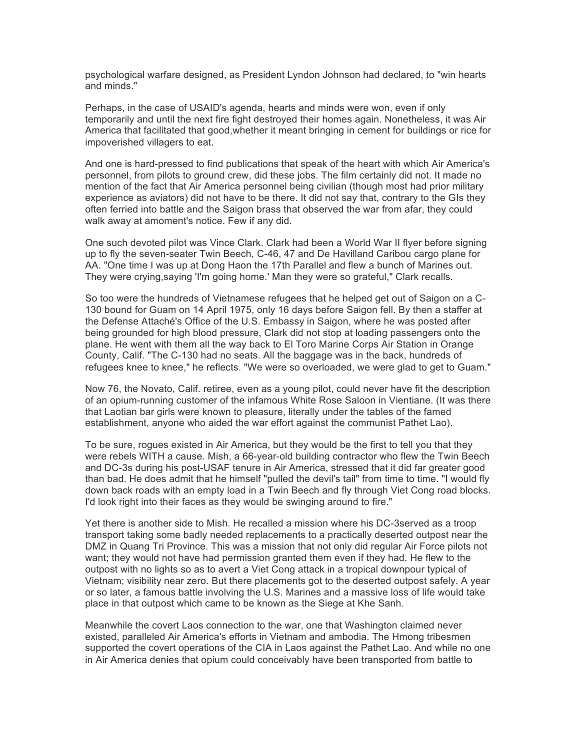psychological warfare designed, as President Lyndon Johnson had declared, to "win hearts and minds."

Perhaps, in the case of USAID's agenda, hearts and minds were won, even if only temporarily and until the next fire fight destroyed their homes again. Nonetheless, it was Air America that facilitated that good,whether it meant bringing in cement for buildings or rice for impoverished villagers to eat.

And one is hard-pressed to find publications that speak of the heart with which Air America's personnel, from pilots to ground crew, did these jobs. The film certainly did not. It made no mention of the fact that Air America personnel being civilian (though most had prior military experience as aviators) did not have to be there. It did not say that, contrary to the GIs they often ferried into battle and the Saigon brass that observed the war from afar, they could walk away at amoment's notice. Few if any did.

One such devoted pilot was Vince Clark. Clark had been a World War II flyer before signing up to fly the seven-seater Twin Beech, C-46, 47 and De Havilland Caribou cargo plane for AA. "One time I was up at Dong Haon the 17th Parallel and flew a bunch of Marines out. They were crying,saying 'I'm going home.' Man they were so grateful," Clark recalls.

So too were the hundreds of Vietnamese refugees that he helped get out of Saigon on a C-130 bound for Guam on 14 April 1975, only 16 days before Saigon fell. By then a staffer at the Defense Attaché's Office of the U.S. Embassy in Saigon, where he was posted after being grounded for high blood pressure, Clark did not stop at loading passengers onto the plane. He went with them all the way back to El Toro Marine Corps Air Station in Orange County, Calif. "The C-130 had no seats. All the baggage was in the back, hundreds of refugees knee to knee," he reflects. "We were so overloaded, we were glad to get to Guam."

Now 76, the Novato, Calif. retiree, even as a young pilot, could never have fit the description of an opium-running customer of the infamous White Rose Saloon in Vientiane. (It was there that Laotian bar girls were known to pleasure, literally under the tables of the famed establishment, anyone who aided the war effort against the communist Pathet Lao).

To be sure, rogues existed in Air America, but they would be the first to tell you that they were rebels WITH a cause. Mish, a 66-year-old building contractor who flew the Twin Beech and DC-3s during his post-USAF tenure in Air America, stressed that it did far greater good than bad. He does admit that he himself "pulled the devil's tail" from time to time. "I would fly down back roads with an empty load in a Twin Beech and fly through Viet Cong road blocks. I'd look right into their faces as they would be swinging around to fire."

Yet there is another side to Mish. He recalled a mission where his DC-3served as a troop transport taking some badly needed replacements to a practically deserted outpost near the DMZ in Quang Tri Province. This was a mission that not only did regular Air Force pilots not want; they would not have had permission granted them even if they had. He flew to the outpost with no lights so as to avert a Viet Cong attack in a tropical downpour typical of Vietnam; visibility near zero. But there placements got to the deserted outpost safely. A year or so later, a famous battle involving the U.S. Marines and a massive loss of life would take place in that outpost which came to be known as the Siege at Khe Sanh.

Meanwhile the covert Laos connection to the war, one that Washington claimed never existed, paralleled Air America's efforts in Vietnam and ambodia. The Hmong tribesmen supported the covert operations of the CIA in Laos against the Pathet Lao. And while no one in Air America denies that opium could conceivably have been transported from battle to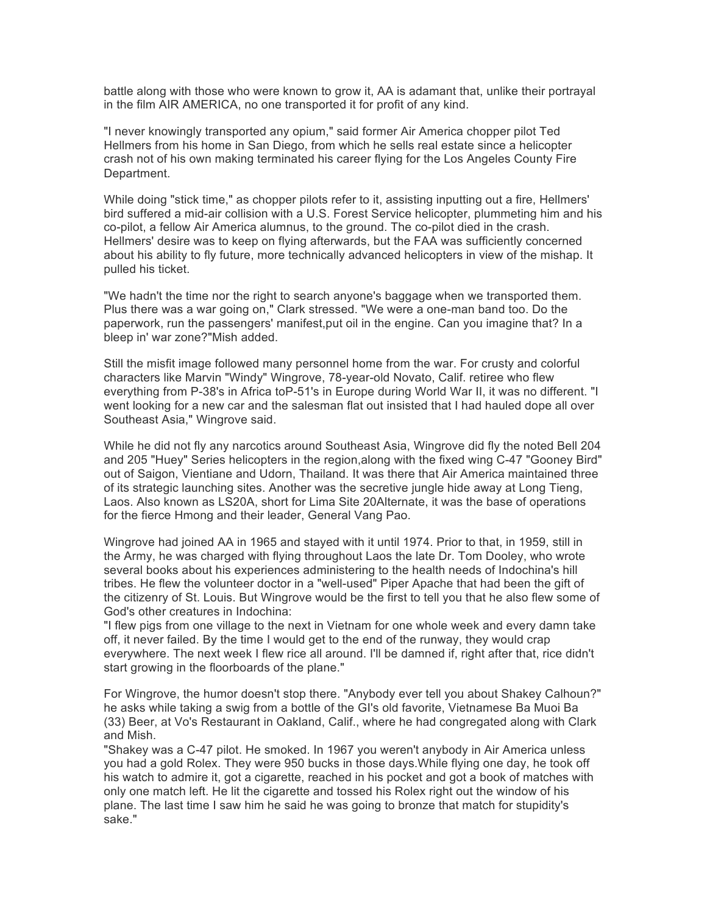battle along with those who were known to grow it, AA is adamant that, unlike their portrayal in the film AIR AMERICA, no one transported it for profit of any kind.

"I never knowingly transported any opium," said former Air America chopper pilot Ted Hellmers from his home in San Diego, from which he sells real estate since a helicopter crash not of his own making terminated his career flying for the Los Angeles County Fire Department.

While doing "stick time," as chopper pilots refer to it, assisting inputting out a fire, Hellmers' bird suffered a mid-air collision with a U.S. Forest Service helicopter, plummeting him and his co-pilot, a fellow Air America alumnus, to the ground. The co-pilot died in the crash. Hellmers' desire was to keep on flying afterwards, but the FAA was sufficiently concerned about his ability to fly future, more technically advanced helicopters in view of the mishap. It pulled his ticket.

"We hadn't the time nor the right to search anyone's baggage when we transported them. Plus there was a war going on," Clark stressed. "We were a one-man band too. Do the paperwork, run the passengers' manifest,put oil in the engine. Can you imagine that? In a bleep in' war zone?"Mish added.

Still the misfit image followed many personnel home from the war. For crusty and colorful characters like Marvin "Windy" Wingrove, 78-year-old Novato, Calif. retiree who flew everything from P-38's in Africa toP-51's in Europe during World War II, it was no different. "I went looking for a new car and the salesman flat out insisted that I had hauled dope all over Southeast Asia," Wingrove said.

While he did not fly any narcotics around Southeast Asia, Wingrove did fly the noted Bell 204 and 205 "Huey" Series helicopters in the region,along with the fixed wing C-47 "Gooney Bird" out of Saigon, Vientiane and Udorn, Thailand. It was there that Air America maintained three of its strategic launching sites. Another was the secretive jungle hide away at Long Tieng, Laos. Also known as LS20A, short for Lima Site 20Alternate, it was the base of operations for the fierce Hmong and their leader, General Vang Pao.

Wingrove had joined AA in 1965 and stayed with it until 1974. Prior to that, in 1959, still in the Army, he was charged with flying throughout Laos the late Dr. Tom Dooley, who wrote several books about his experiences administering to the health needs of Indochina's hill tribes. He flew the volunteer doctor in a "well-used" Piper Apache that had been the gift of the citizenry of St. Louis. But Wingrove would be the first to tell you that he also flew some of God's other creatures in Indochina:
"I flew pigs from one village to the next in Vietnam for one whole week and every damn take off, it never failed. By the time I would get to the end of the runway, they would crap everywhere. The next week I flew rice all around. I'll be damned if, right after that, rice didn't start growing in the floorboards of the plane."

For Wingrove, the humor doesn't stop there. "Anybody ever tell you about Shakey Calhoun?" he asks while taking a swig from a bottle of the GI's old favorite, Vietnamese Ba Muoi Ba (33) Beer, at Vo's Restaurant in Oakland, Calif., where he had congregated along with Clark and Mish.
"Shakey was a C-47 pilot. He smoked. In 1967 you weren't anybody in Air America unless you had a gold Rolex. They were 950 bucks in those days.While flying one day, he took off his watch to admire it, got a cigarette, reached in his pocket and got a book of matches with only one match left. He lit the cigarette and tossed his Rolex right out the window of his plane. The last time I saw him he said he was going to bronze that match for stupidity's sake."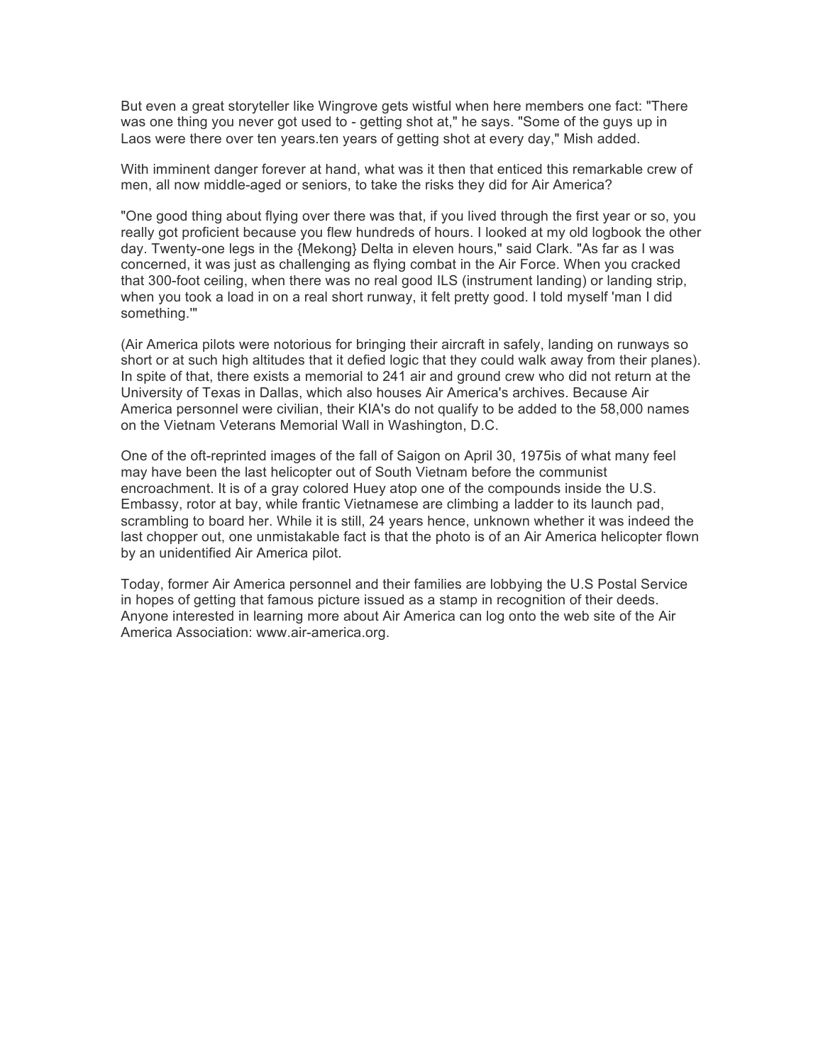But even a great storyteller like Wingrove gets wistful when here members one fact: "There was one thing you never got used to - getting shot at," he says. "Some of the guys up in Laos were there over ten years.ten years of getting shot at every day," Mish added.

With imminent danger forever at hand, what was it then that enticed this remarkable crew of men, all now middle-aged or seniors, to take the risks they did for Air America?

"One good thing about flying over there was that, if you lived through the first year or so, you really got proficient because you flew hundreds of hours. I looked at my old logbook the other day. Twenty-one legs in the {Mekong} Delta in eleven hours," said Clark. "As far as I was concerned, it was just as challenging as flying combat in the Air Force. When you cracked that 300-foot ceiling, when there was no real good ILS (instrument landing) or landing strip, when you took a load in on a real short runway, it felt pretty good. I told myself 'man I did something.'"

(Air America pilots were notorious for bringing their aircraft in safely, landing on runways so short or at such high altitudes that it defied logic that they could walk away from their planes). In spite of that, there exists a memorial to 241 air and ground crew who did not return at the University of Texas in Dallas, which also houses Air America's archives. Because Air America personnel were civilian, their KIA's do not qualify to be added to the 58,000 names on the Vietnam Veterans Memorial Wall in Washington, D.C.

One of the oft-reprinted images of the fall of Saigon on April 30, 1975is of what many feel may have been the last helicopter out of South Vietnam before the communist encroachment. It is of a gray colored Huey atop one of the compounds inside the U.S. Embassy, rotor at bay, while frantic Vietnamese are climbing a ladder to its launch pad, scrambling to board her. While it is still, 24 years hence, unknown whether it was indeed the last chopper out, one unmistakable fact is that the photo is of an Air America helicopter flown by an unidentified Air America pilot.

Today, former Air America personnel and their families are lobbying the U.S Postal Service in hopes of getting that famous picture issued as a stamp in recognition of their deeds. Anyone interested in learning more about Air America can log onto the web site of the Air America Association: www.air-america.org.